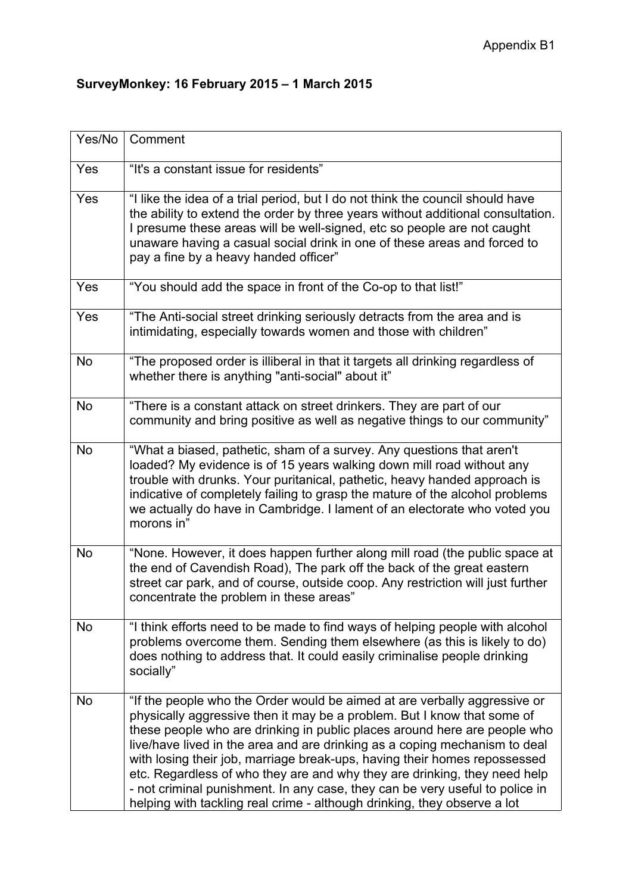**SurveyMonkey: 16 February 2015 – 1 March 2015**

| Yes/No | Comment |
|---|---|
| Yes | "It's a constant issue for residents" |
| Yes | "I like the idea of a trial period, but I do not think the council should have the ability to extend the order by three years without additional consultation. I presume these areas will be well-signed, etc so people are not caught unaware having a casual social drink in one of these areas and forced to pay a fine by a heavy handed officer" |
| Yes | "You should add the space in front of the Co-op to that list!" |
| Yes | "The Anti-social street drinking seriously detracts from the area and is intimidating, especially towards women and those with children" |
| No | "The proposed order is illiberal in that it targets all drinking regardless of whether there is anything "anti-social" about it" |
| No | "There is a constant attack on street drinkers. They are part of our community and bring positive as well as negative things to our community" |
| No | "What a biased, pathetic, sham of a survey. Any questions that aren't loaded? My evidence is of 15 years walking down mill road without any trouble with drunks. Your puritanical, pathetic, heavy handed approach is indicative of completely failing to grasp the mature of the alcohol problems we actually do have in Cambridge. I lament of an electorate who voted you morons in" |
| No | "None. However, it does happen further along mill road (the public space at the end of Cavendish Road), The park off the back of the great eastern street car park, and of course, outside coop. Any restriction will just further concentrate the problem in these areas" |
| No | "I think efforts need to be made to find ways of helping people with alcohol problems overcome them. Sending them elsewhere (as this is likely to do) does nothing to address that. It could easily criminalise people drinking socially" |
| No | "If the people who the Order would be aimed at are verbally aggressive or physically aggressive then it may be a problem. But I know that some of these people who are drinking in public places around here are people who live/have lived in the area and are drinking as a coping mechanism to deal with losing their job, marriage break-ups, having their homes repossessed etc. Regardless of who they are and why they are drinking, they need help - not criminal punishment. In any case, they can be very useful to police in helping with tackling real crime - although drinking, they observe a lot |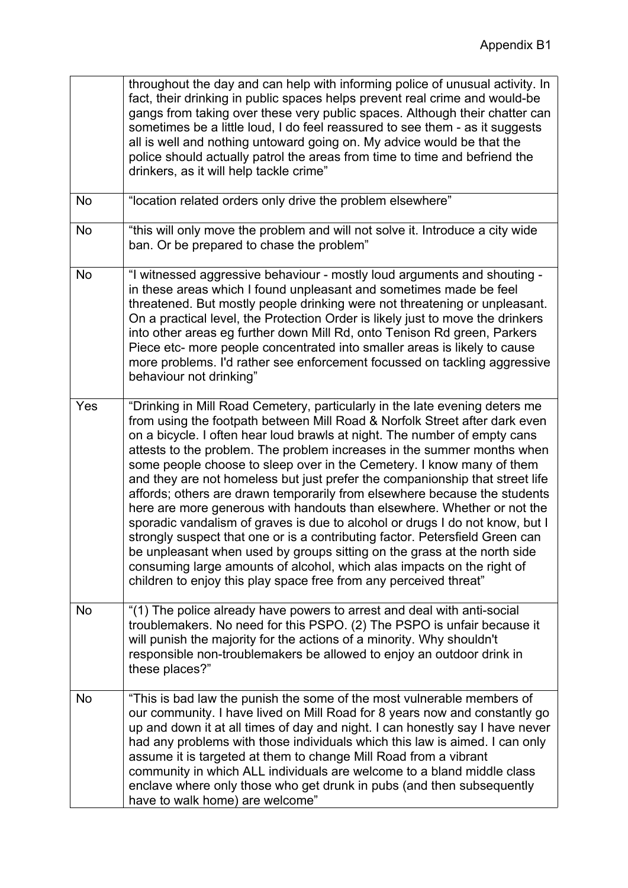| | |
|---|---|
| | throughout the day and can help with informing police of unusual activity. In fact, their drinking in public spaces helps prevent real crime and would-be gangs from taking over these very public spaces. Although their chatter can sometimes be a little loud, I do feel reassured to see them - as it suggests all is well and nothing untoward going on. My advice would be that the police should actually patrol the areas from time to time and befriend the drinkers, as it will help tackle crime" |
| No | "location related orders only drive the problem elsewhere" |
| No | "this will only move the problem and will not solve it. Introduce a city wide ban. Or be prepared to chase the problem" |
| No | "I witnessed aggressive behaviour - mostly loud arguments and shouting - in these areas which I found unpleasant and sometimes made be feel threatened. But mostly people drinking were not threatening or unpleasant. On a practical level, the Protection Order is likely just to move the drinkers into other areas eg further down Mill Rd, onto Tenison Rd green, Parkers Piece etc- more people concentrated into smaller areas is likely to cause more problems. I'd rather see enforcement focussed on tackling aggressive behaviour not drinking" |
| Yes | "Drinking in Mill Road Cemetery, particularly in the late evening deters me from using the footpath between Mill Road & Norfolk Street after dark even on a bicycle. I often hear loud brawls at night. The number of empty cans attests to the problem. The problem increases in the summer months when some people choose to sleep over in the Cemetery. I know many of them and they are not homeless but just prefer the companionship that street life affords; others are drawn temporarily from elsewhere because the students here are more generous with handouts than elsewhere. Whether or not the sporadic vandalism of graves is due to alcohol or drugs I do not know, but I strongly suspect that one or is a contributing factor. Petersfield Green can be unpleasant when used by groups sitting on the grass at the north side consuming large amounts of alcohol, which alas impacts on the right of children to enjoy this play space free from any perceived threat" |
| No | "(1) The police already have powers to arrest and deal with anti-social troublemakers. No need for this PSPO. (2) The PSPO is unfair because it will punish the majority for the actions of a minority. Why shouldn't responsible non-troublemakers be allowed to enjoy an outdoor drink in these places?" |
| No | "This is bad law the punish the some of the most vulnerable members of our community. I have lived on Mill Road for 8 years now and constantly go up and down it at all times of day and night. I can honestly say I have never had any problems with those individuals which this law is aimed. I can only assume it is targeted at them to change Mill Road from a vibrant community in which ALL individuals are welcome to a bland middle class enclave where only those who get drunk in pubs (and then subsequently have to walk home) are welcome" |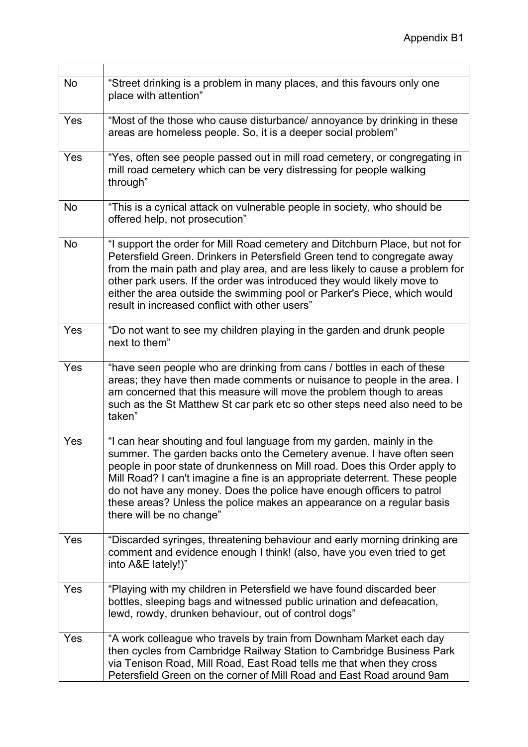|  |  |
|---|---|
| No | "Street drinking is a problem in many places, and this favours only one place with attention" |
| Yes | "Most of the those who cause disturbance/ annoyance by drinking in these areas are homeless people. So, it is a deeper social problem" |
| Yes | "Yes, often see people passed out in mill road cemetery, or congregating in mill road cemetery which can be very distressing for people walking through" |
| No | "This is a cynical attack on vulnerable people in society, who should be offered help, not prosecution" |
| No | "I support the order for Mill Road cemetery and Ditchburn Place, but not for Petersfield Green. Drinkers in Petersfield Green tend to congregate away from the main path and play area, and are less likely to cause a problem for other park users. If the order was introduced they would likely move to either the area outside the swimming pool or Parker's Piece, which would result in increased conflict with other users" |
| Yes | "Do not want to see my children playing in the garden and drunk people next to them" |
| Yes | "have seen people who are drinking from cans / bottles in each of these areas; they have then made comments or nuisance to people in the area. I am concerned that this measure will move the problem though to areas such as the St Matthew St car park etc so other steps need also need to be taken" |
| Yes | "I can hear shouting and foul language from my garden, mainly in the summer. The garden backs onto the Cemetery avenue. I have often seen people in poor state of drunkenness on Mill road. Does this Order apply to Mill Road? I can't imagine a fine is an appropriate deterrent. These people do not have any money. Does the police have enough officers to patrol these areas? Unless the police makes an appearance on a regular basis there will be no change" |
| Yes | "Discarded syringes, threatening behaviour and early morning drinking are comment and evidence enough I think! (also, have you even tried to get into A&E lately!)" |
| Yes | "Playing with my children in Petersfield we have found discarded beer bottles, sleeping bags and witnessed public urination and defeacation, lewd, rowdy, drunken behaviour, out of control dogs" |
| Yes | "A work colleague who travels by train from Downham Market each day then cycles from Cambridge Railway Station to Cambridge Business Park via Tenison Road, Mill Road, East Road tells me that when they cross Petersfield Green on the corner of Mill Road and East Road around 9am |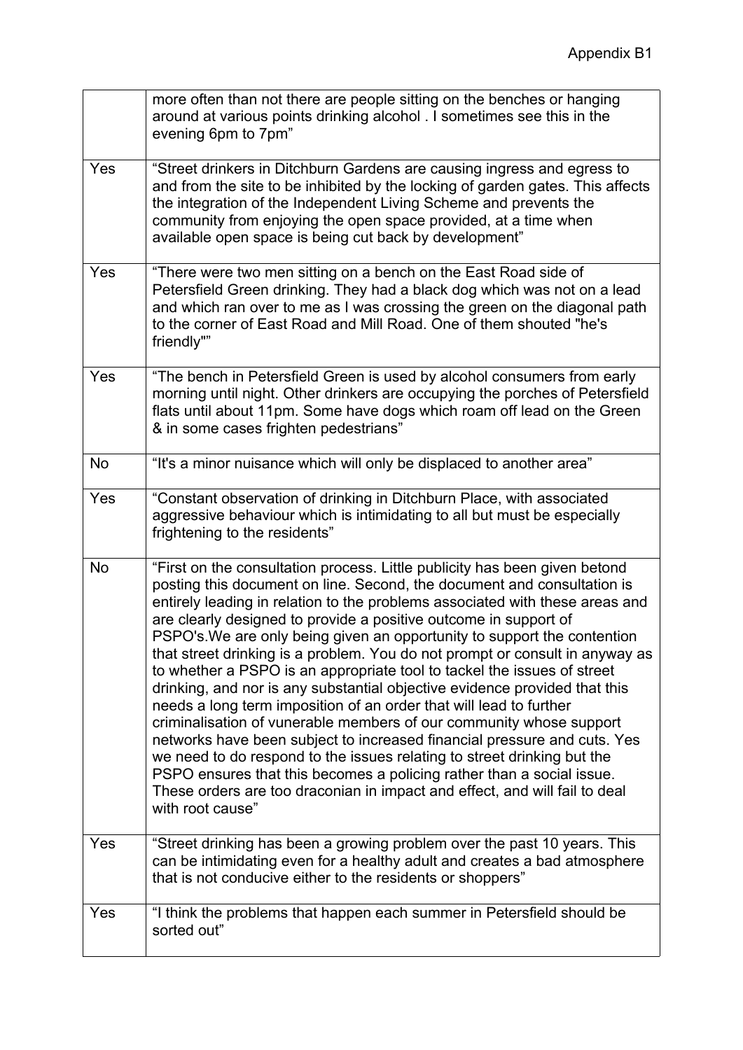| | |
|---|---|
| | more often than not there are people sitting on the benches or hanging around at various points drinking alcohol . I sometimes see this in the evening 6pm to 7pm” |
| Yes | “Street drinkers in Ditchburn Gardens are causing ingress and egress to and from the site to be inhibited by the locking of garden gates. This affects the integration of the Independent Living Scheme and prevents the community from enjoying the open space provided, at a time when available open space is being cut back by development” |
| Yes | “There were two men sitting on a bench on the East Road side of Petersfield Green drinking. They had a black dog which was not on a lead and which ran over to me as I was crossing the green on the diagonal path to the corner of East Road and Mill Road. One of them shouted "he's friendly"” |
| Yes | “The bench in Petersfield Green is used by alcohol consumers from early morning until night. Other drinkers are occupying the porches of Petersfield flats until about 11pm. Some have dogs which roam off lead on the Green & in some cases frighten pedestrians” |
| No | “It's a minor nuisance which will only be displaced to another area” |
| Yes | “Constant observation of drinking in Ditchburn Place, with associated aggressive behaviour which is intimidating to all but must be especially frightening to the residents” |
| No | “First on the consultation process. Little publicity has been given betond posting this document on line. Second, the document and consultation is entirely leading in relation to the problems associated with these areas and are clearly designed to provide a positive outcome in support of PSPO's.We are only being given an opportunity to support the contention that street drinking is a problem. You do not prompt or consult in anyway as to whether a PSPO is an appropriate tool to tackel the issues of street drinking, and nor is any substantial objective evidence provided that this needs a long term imposition of an order that will lead to further criminalisation of vunerable members of our community whose support networks have been subject to increased financial pressure and cuts. Yes we need to do respond to the issues relating to street drinking but the PSPO ensures that this becomes a policing rather than a social issue. These orders are too draconian in impact and effect, and will fail to deal with root cause” |
| Yes | “Street drinking has been a growing problem over the past 10 years. This can be intimidating even for a healthy adult and creates a bad atmosphere that is not conducive either to the residents or shoppers” |
| Yes | “I think the problems that happen each summer in Petersfield should be sorted out” |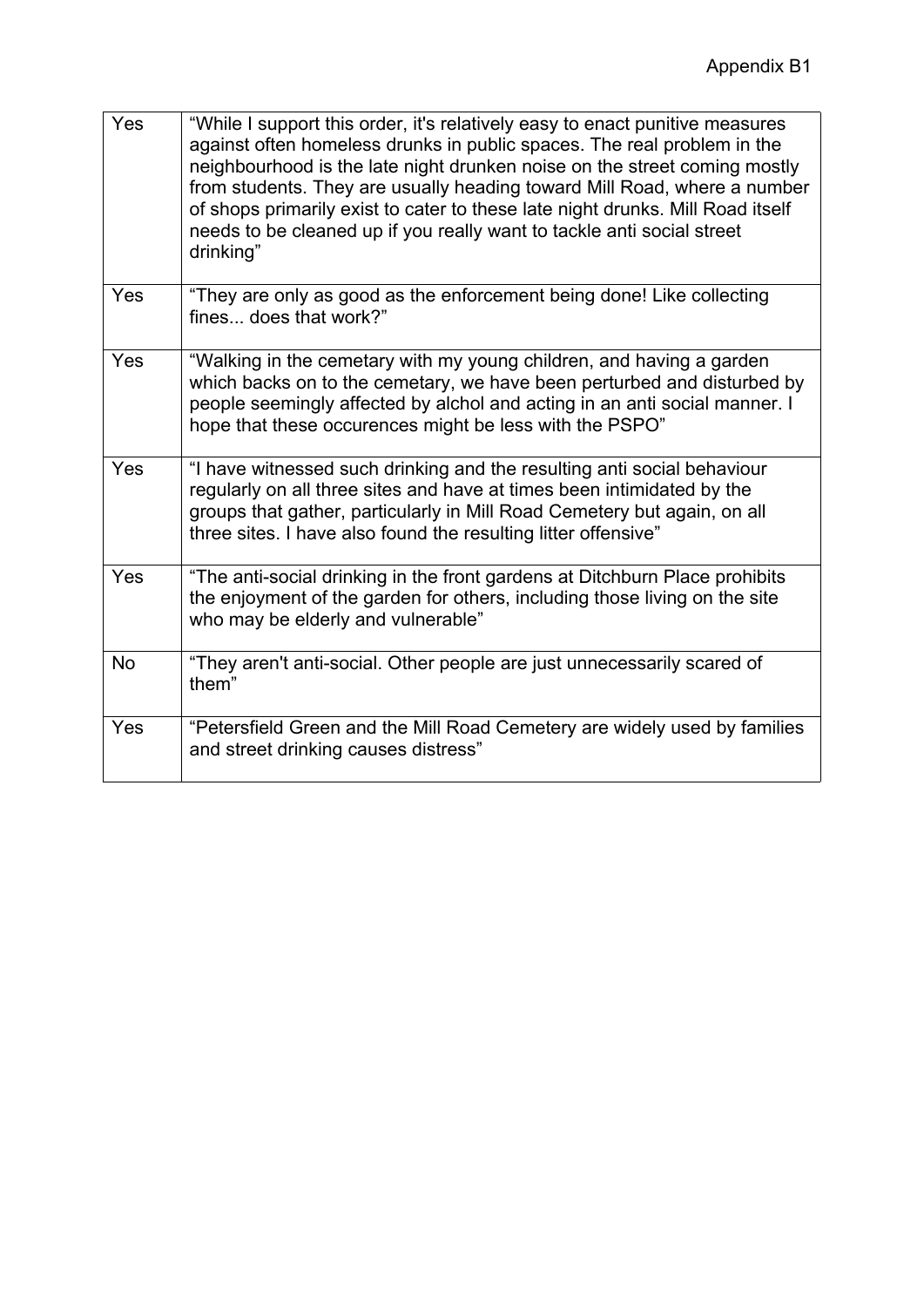| | |
|---|---|
| Yes | "While I support this order, it's relatively easy to enact punitive measures against often homeless drunks in public spaces. The real problem in the neighbourhood is the late night drunken noise on the street coming mostly from students. They are usually heading toward Mill Road, where a number of shops primarily exist to cater to these late night drunks. Mill Road itself needs to be cleaned up if you really want to tackle anti social street drinking" |
| Yes | "They are only as good as the enforcement being done! Like collecting fines... does that work?" |
| Yes | "Walking in the cemetary with my young children, and having a garden which backs on to the cemetary, we have been perturbed and disturbed by people seemingly affected by alchol and acting in an anti social manner. I hope that these occurences might be less with the PSPO" |
| Yes | "I have witnessed such drinking and the resulting anti social behaviour regularly on all three sites and have at times been intimidated by the groups that gather, particularly in Mill Road Cemetery but again, on all three sites. I have also found the resulting litter offensive" |
| Yes | "The anti-social drinking in the front gardens at Ditchburn Place prohibits the enjoyment of the garden for others, including those living on the site who may be elderly and vulnerable" |
| No | "They aren't anti-social. Other people are just unnecessarily scared of them" |
| Yes | "Petersfield Green and the Mill Road Cemetery are widely used by families and street drinking causes distress" |